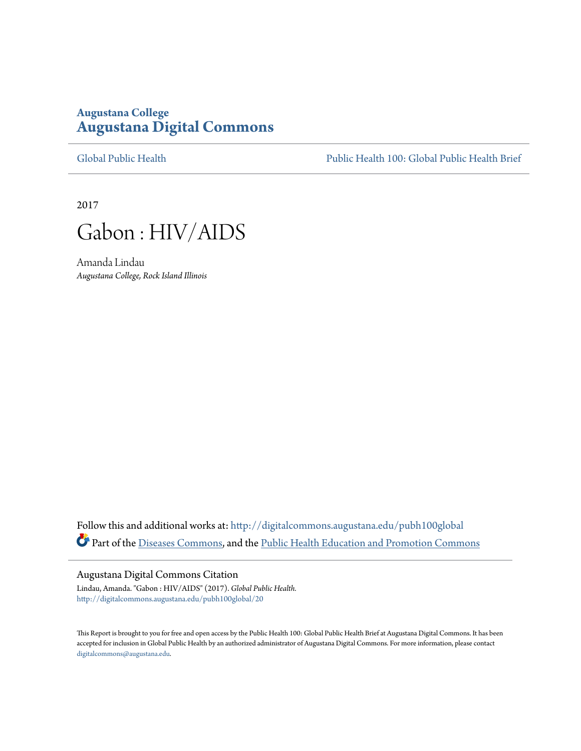**Augustana College**
# Augustana Digital Commons

Global Public Health | Public Health 100: Global Public Health Brief

2017

# Gabon : HIV/AIDS

Amanda Lindau
*Augustana College, Rock Island Illinois*

Follow this and additional works at: http://digitalcommons.augustana.edu/pubh100global

Part of the Diseases Commons, and the Public Health Education and Promotion Commons

## Augustana Digital Commons Citation

Lindau, Amanda. "Gabon : HIV/AIDS" (2017). *Global Public Health.*
http://digitalcommons.augustana.edu/pubh100global/20

This Report is brought to you for free and open access by the Public Health 100: Global Public Health Brief at Augustana Digital Commons. It has been accepted for inclusion in Global Public Health by an authorized administrator of Augustana Digital Commons. For more information, please contact digitalcommons@augustana.edu.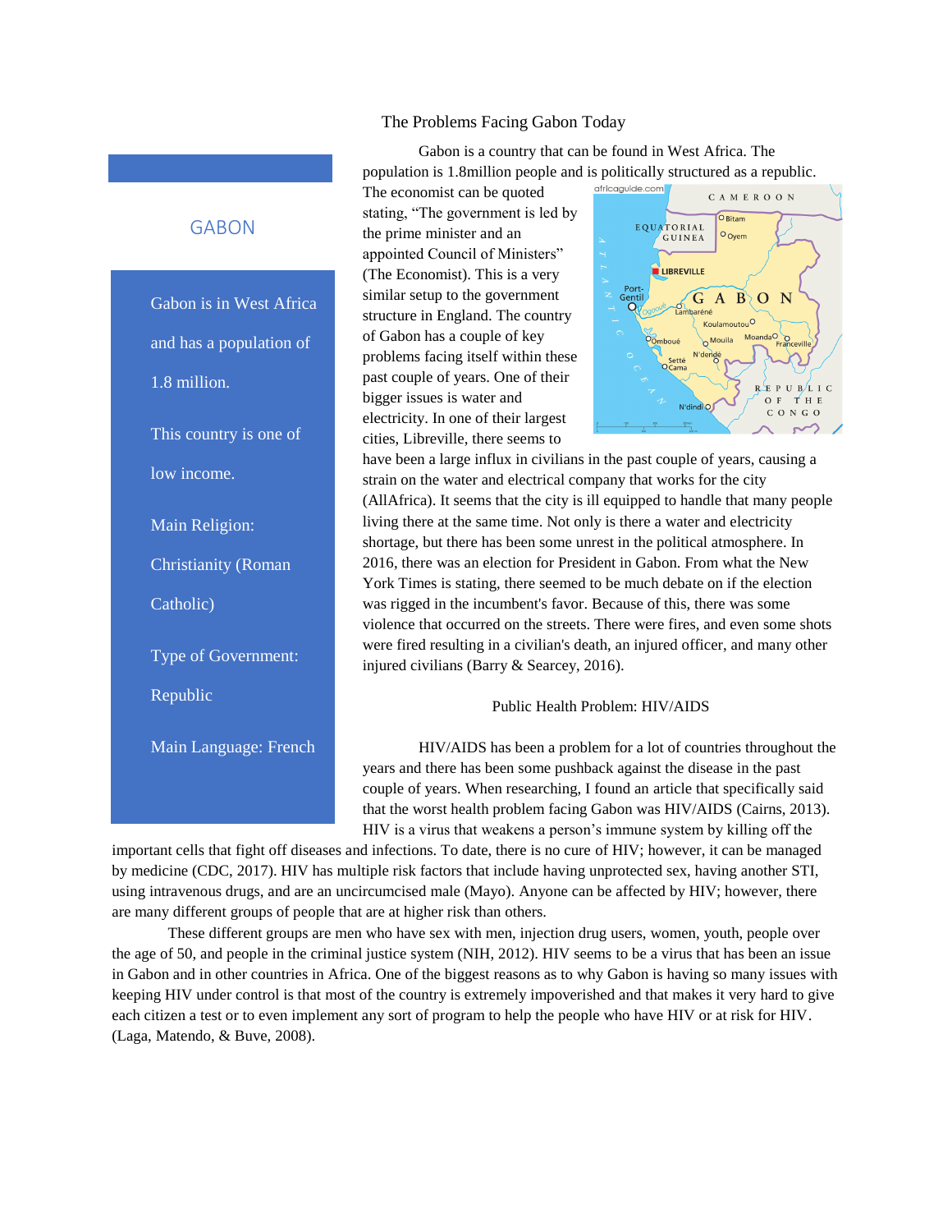# The Problems Facing Gabon Today

## GABON

Gabon is in West Africa and has a population of 1.8 million.

This country is one of low income.

Main Religion: Christianity (Roman Catholic)

Type of Government: Republic

Main Language: French

Gabon is a country that can be found in West Africa. The population is 1.8million people and is politically structured as a republic. The economist can be quoted stating, "The government is led by the prime minister and an appointed Council of Ministers" (The Economist). This is a very similar setup to the government structure in England. The country of Gabon has a couple of key problems facing itself within these past couple of years. One of their bigger issues is water and electricity. In one of their largest cities, Libreville, there seems to have been a large influx in civilians in the past couple of years, causing a strain on the water and electrical company that works for the city (AllAfrica). It seems that the city is ill equipped to handle that many people living there at the same time. Not only is there a water and electricity shortage, but there has been some unrest in the political atmosphere. In 2016, there was an election for President in Gabon. From what the New York Times is stating, there seemed to be much debate on if the election was rigged in the incumbent's favor. Because of this, there was some violence that occurred on the streets. There were fires, and even some shots were fired resulting in a civilian's death, an injured officer, and many other injured civilians (Barry & Searcey, 2016).

## Public Health Problem: HIV/AIDS

HIV/AIDS has been a problem for a lot of countries throughout the years and there has been some pushback against the disease in the past couple of years. When researching, I found an article that specifically said that the worst health problem facing Gabon was HIV/AIDS (Cairns, 2013). HIV is a virus that weakens a person's immune system by killing off the important cells that fight off diseases and infections. To date, there is no cure of HIV; however, it can be managed by medicine (CDC, 2017). HIV has multiple risk factors that include having unprotected sex, having another STI, using intravenous drugs, and are an uncircumcised male (Mayo). Anyone can be affected by HIV; however, there are many different groups of people that are at higher risk than others.

These different groups are men who have sex with men, injection drug users, women, youth, people over the age of 50, and people in the criminal justice system (NIH, 2012). HIV seems to be a virus that has been an issue in Gabon and in other countries in Africa. One of the biggest reasons as to why Gabon is having so many issues with keeping HIV under control is that most of the country is extremely impoverished and that makes it very hard to give each citizen a test or to even implement any sort of program to help the people who have HIV or at risk for HIV. (Laga, Matendo, & Buve, 2008).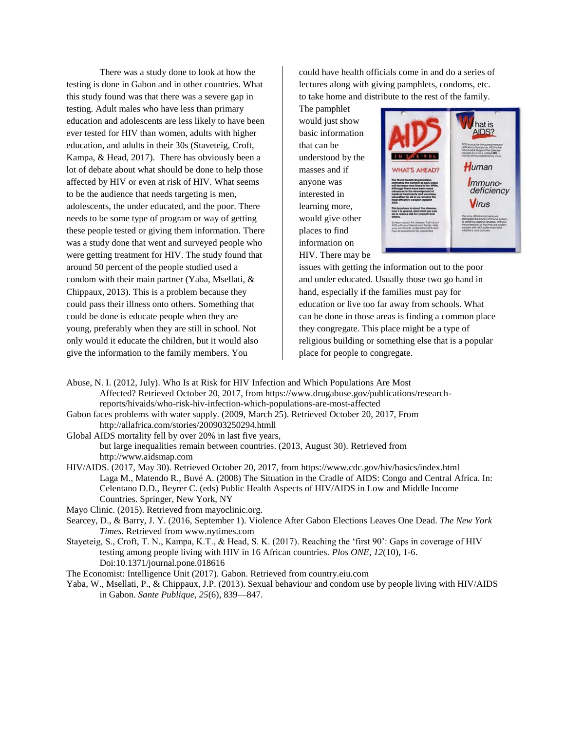There was a study done to look at how the testing is done in Gabon and in other countries. What this study found was that there was a severe gap in testing. Adult males who have less than primary education and adolescents are less likely to have been ever tested for HIV than women, adults with higher education, and adults in their 30s (Staveteig, Croft, Kampa, & Head, 2017). There has obviously been a lot of debate about what should be done to help those affected by HIV or even at risk of HIV. What seems to be the audience that needs targeting is men, adolescents, the under educated, and the poor. There needs to be some type of program or way of getting these people tested or giving them information. There was a study done that went and surveyed people who were getting treatment for HIV. The study found that around 50 percent of the people studied used a condom with their main partner (Yaba, Msellati, & Chippaux, 2013). This is a problem because they could pass their illness onto others. Something that could be done is educate people when they are young, preferably when they are still in school. Not only would it educate the children, but it would also give the information to the family members. You could have health officials come in and do a series of lectures along with giving pamphlets, condoms, etc. to take home and distribute to the rest of the family. The pamphlet would just show basic information that can be understood by the masses and if anyone was interested in learning more, would give other places to find information on HIV. There may be issues with getting the information out to the poor and under educated. Usually those two go hand in hand, especially if the families must pay for education or live too far away from schools. What can be done in those areas is finding a common place they congregate. This place might be a type of religious building or something else that is a popular place for people to congregate.

Abuse, N. I. (2012, July). Who Is at Risk for HIV Infection and Which Populations Are Most Affected? Retrieved October 20, 2017, from https://www.drugabuse.gov/publications/research-reports/hivaids/who-risk-hiv-infection-which-populations-are-most-affected

Gabon faces problems with water supply. (2009, March 25). Retrieved October 20, 2017, From http://allafrica.com/stories/200903250294.htmll

Global AIDS mortality fell by over 20% in last five years, but large inequalities remain between countries. (2013, August 30). Retrieved from http://www.aidsmap.com

HIV/AIDS. (2017, May 30). Retrieved October 20, 2017, from https://www.cdc.gov/hiv/basics/index.html Laga M., Matendo R., Buvé A. (2008) The Situation in the Cradle of AIDS: Congo and Central Africa. In: Celentano D.D., Beyrer C. (eds) Public Health Aspects of HIV/AIDS in Low and Middle Income Countries. Springer, New York, NY

Mayo Clinic. (2015). Retrieved from mayoclinic.org.

Searcey, D., & Barry, J. Y. (2016, September 1). Violence After Gabon Elections Leaves One Dead. *The New York Times*. Retrieved from www.nytimes.com

Stayeteig, S., Croft, T. N., Kampa, K.T., & Head, S. K. (2017). Reaching the 'first 90': Gaps in coverage of HIV testing among people living with HIV in 16 African countries. *Plos ONE, 12*(10), 1-6. Doi:10.1371/journal.pone.018616

The Economist: Intelligence Unit (2017). Gabon. Retrieved from country.eiu.com

Yaba, W., Msellati, P., & Chippaux, J.P. (2013). Sexual behaviour and condom use by people living with HIV/AIDS in Gabon. *Sante Publique, 25*(6), 839—847.